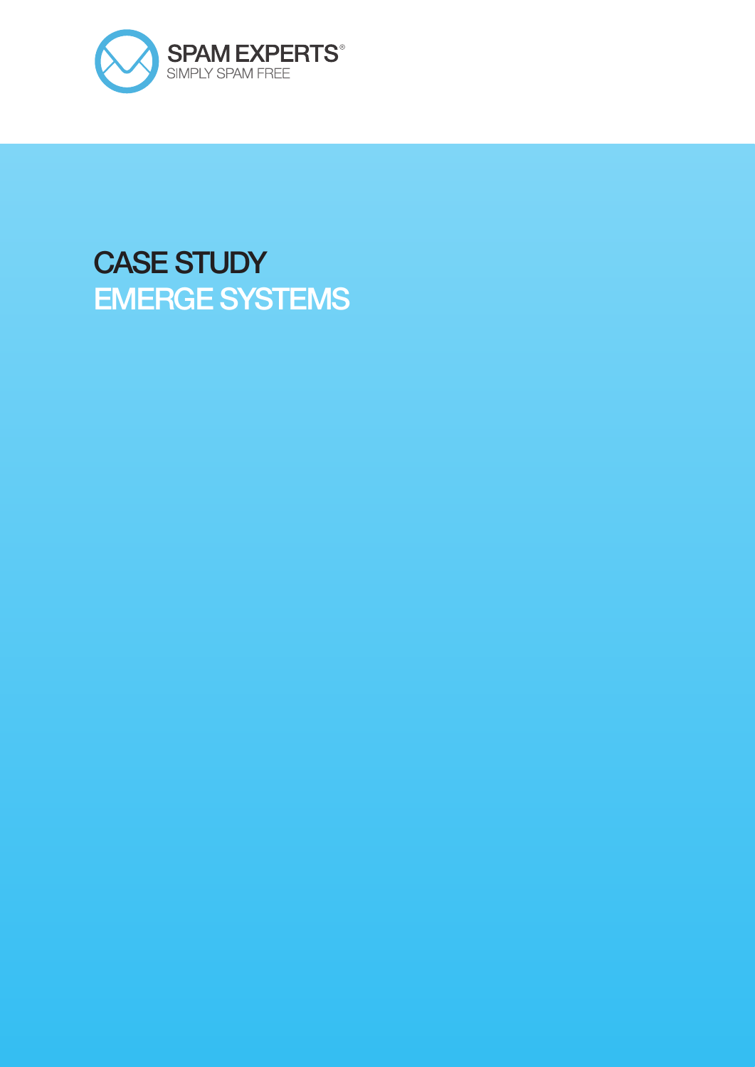SPAM EXPERTS®
SIMPLY SPAM FREE

# CASE STUDY
# EMERGE SYSTEMS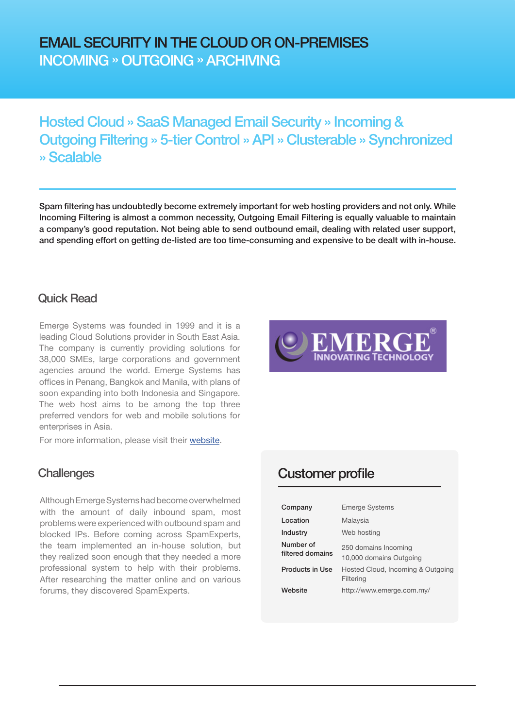# EMAIL SECURITY IN THE CLOUD OR ON-PREMISES
## INCOMING » OUTGOING » ARCHIVING

## Hosted Cloud » SaaS Managed Email Security » Incoming & Outgoing Filtering » 5-tier Control » API » Clusterable » Synchronized » Scalable

**Spam filtering has undoubtedly become extremely important for web hosting providers and not only. While Incoming Filtering is almost a common necessity, Outgoing Email Filtering is equally valuable to maintain a company's good reputation. Not being able to send outbound email, dealing with related user support, and spending effort on getting de-listed are too time-consuming and expensive to be dealt with in-house.**

### Quick Read

Emerge Systems was founded in 1999 and it is a leading Cloud Solutions provider in South East Asia. The company is currently providing solutions for 38,000 SMEs, large corporations and government agencies around the world. Emerge Systems has offices in Penang, Bangkok and Manila, with plans of soon expanding into both Indonesia and Singapore. The web host aims to be among the top three preferred vendors for web and mobile solutions for enterprises in Asia.

For more information, please visit their website.

### Challenges

Although Emerge Systems had become overwhelmed with the amount of daily inbound spam, most problems were experienced with outbound spam and blocked IPs. Before coming across SpamExperts, the team implemented an in-house solution, but they realized soon enough that they needed a more professional system to help with their problems. After researching the matter online and on various forums, they discovered SpamExperts.

### Customer profile

| | |
|---|---|
| **Company** | Emerge Systems |
| **Location** | Malaysia |
| **Industry** | Web hosting |
| **Number of filtered domains** | 250 domains Incoming<br>10,000 domains Outgoing |
| **Products in Use** | Hosted Cloud, Incoming & Outgoing Filtering |
| **Website** | http://www.emerge.com.my/ |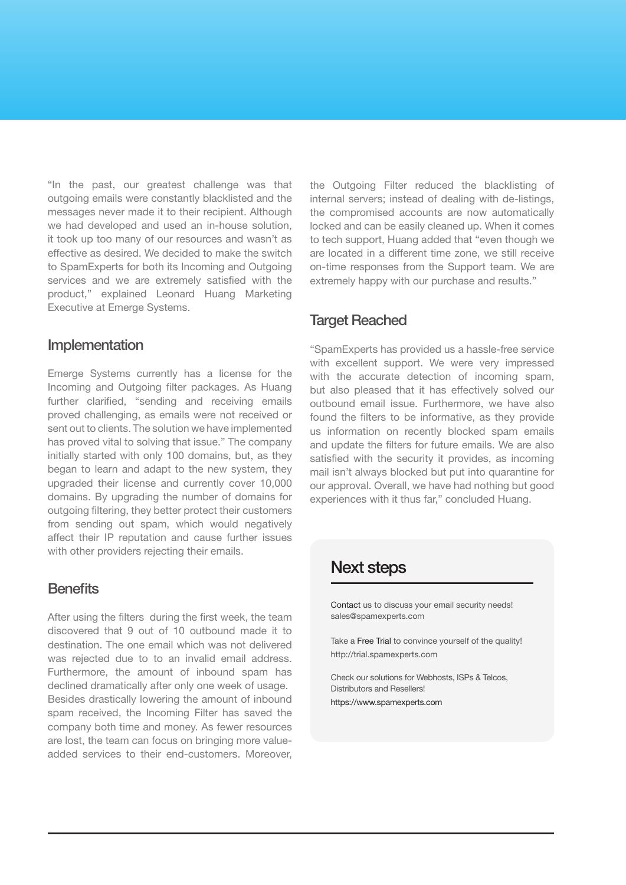"In the past, our greatest challenge was that outgoing emails were constantly blacklisted and the messages never made it to their recipient. Although we had developed and used an in-house solution, it took up too many of our resources and wasn't as effective as desired. We decided to make the switch to SpamExperts for both its Incoming and Outgoing services and we are extremely satisfied with the product," explained Leonard Huang Marketing Executive at Emerge Systems.

## Implementation

Emerge Systems currently has a license for the Incoming and Outgoing filter packages. As Huang further clarified, "sending and receiving emails proved challenging, as emails were not received or sent out to clients. The solution we have implemented has proved vital to solving that issue." The company initially started with only 100 domains, but, as they began to learn and adapt to the new system, they upgraded their license and currently cover 10,000 domains. By upgrading the number of domains for outgoing filtering, they better protect their customers from sending out spam, which would negatively affect their IP reputation and cause further issues with other providers rejecting their emails.

## Benefits

After using the filters during the first week, the team discovered that 9 out of 10 outbound made it to destination. The one email which was not delivered was rejected due to to an invalid email address. Furthermore, the amount of inbound spam has declined dramatically after only one week of usage. Besides drastically lowering the amount of inbound spam received, the Incoming Filter has saved the company both time and money. As fewer resources are lost, the team can focus on bringing more value-added services to their end-customers. Moreover, the Outgoing Filter reduced the blacklisting of internal servers; instead of dealing with de-listings, the compromised accounts are now automatically locked and can be easily cleaned up. When it comes to tech support, Huang added that "even though we are located in a different time zone, we still receive on-time responses from the Support team. We are extremely happy with our purchase and results."

## Target Reached

"SpamExperts has provided us a hassle-free service with excellent support. We were very impressed with the accurate detection of incoming spam, but also pleased that it has effectively solved our outbound email issue. Furthermore, we have also found the filters to be informative, as they provide us information on recently blocked spam emails and update the filters for future emails. We are also satisfied with the security it provides, as incoming mail isn't always blocked but put into quarantine for our approval. Overall, we have had nothing but good experiences with it thus far," concluded Huang.

## Next steps

Contact us to discuss your email security needs!
sales@spamexperts.com

Take a Free Trial to convince yourself of the quality!
http://trial.spamexperts.com

Check our solutions for Webhosts, ISPs & Telcos, Distributors and Resellers!
https://www.spamexperts.com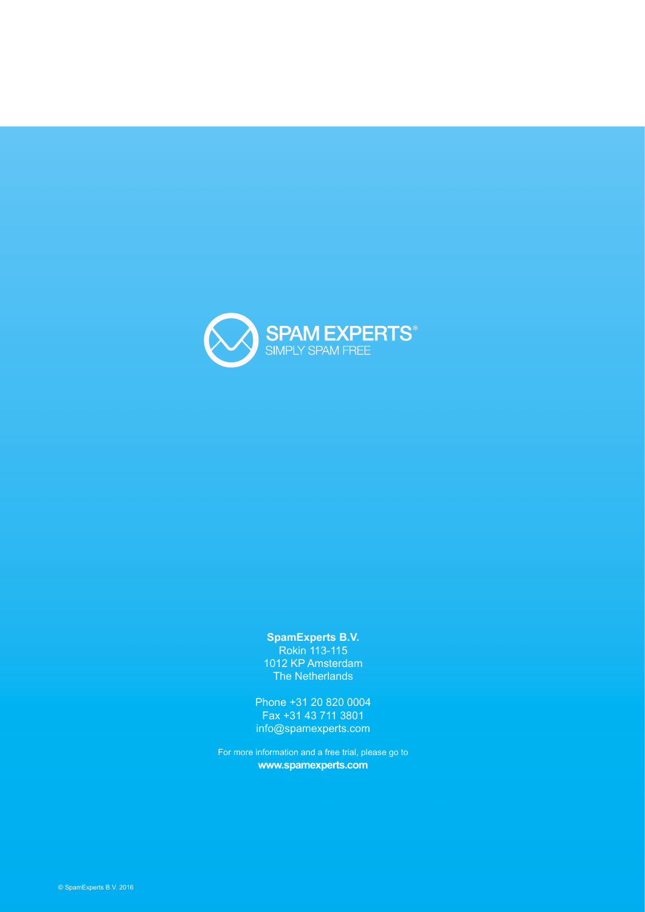SPAM EXPERTS®
SIMPLY SPAM FREE

**SpamExperts B.V.**
Rokin 113-115
1012 KP Amsterdam
The Netherlands

Phone +31 20 820 0004
Fax +31 43 711 3801
info@spamexperts.com

For more information and a free trial, please go to
**www.spamexperts.com**

© SpamExperts B.V. 2016